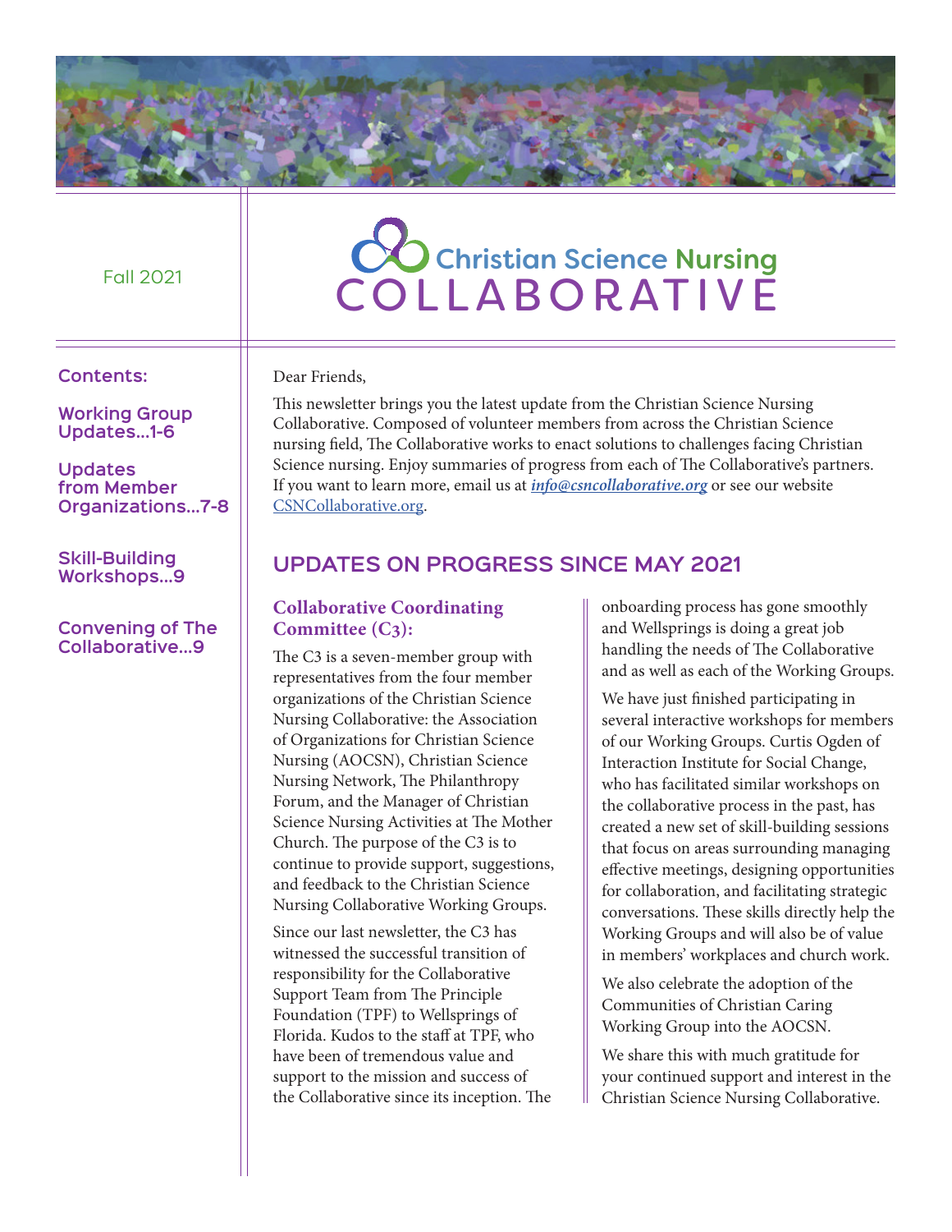Fall 2021

# Christian Science Nursing COLLABORATIVE

**Contents:**

**Working Group Updates...1-6**

**Updates from Member Organizations...7-8**

**Skill-Building Workshops...9**

**Convening of The Collaborative...9**

Dear Friends,

This newsletter brings you the latest update from the Christian Science Nursing Collaborative. Composed of volunteer members from across the Christian Science nursing field, The Collaborative works to enact solutions to challenges facing Christian Science nursing. Enjoy summaries of progress from each of The Collaborative's partners. If you want to learn more, email us at ***info@csncollaborative.org*** or see our website CSNCollaborative.org.

## UPDATES ON PROGRESS SINCE MAY 2021

### Collaborative Coordinating Committee (C3):

The C3 is a seven-member group with representatives from the four member organizations of the Christian Science Nursing Collaborative: the Association of Organizations for Christian Science Nursing (AOCSN), Christian Science Nursing Network, The Philanthropy Forum, and the Manager of Christian Science Nursing Activities at The Mother Church. The purpose of the C3 is to continue to provide support, suggestions, and feedback to the Christian Science Nursing Collaborative Working Groups.

Since our last newsletter, the C3 has witnessed the successful transition of responsibility for the Collaborative Support Team from The Principle Foundation (TPF) to Wellsprings of Florida. Kudos to the staff at TPF, who have been of tremendous value and support to the mission and success of the Collaborative since its inception. The onboarding process has gone smoothly and Wellsprings is doing a great job handling the needs of The Collaborative and as well as each of the Working Groups.

We have just finished participating in several interactive workshops for members of our Working Groups. Curtis Ogden of Interaction Institute for Social Change, who has facilitated similar workshops on the collaborative process in the past, has created a new set of skill-building sessions that focus on areas surrounding managing effective meetings, designing opportunities for collaboration, and facilitating strategic conversations. These skills directly help the Working Groups and will also be of value in members' workplaces and church work.

We also celebrate the adoption of the Communities of Christian Caring Working Group into the AOCSN.

We share this with much gratitude for your continued support and interest in the Christian Science Nursing Collaborative.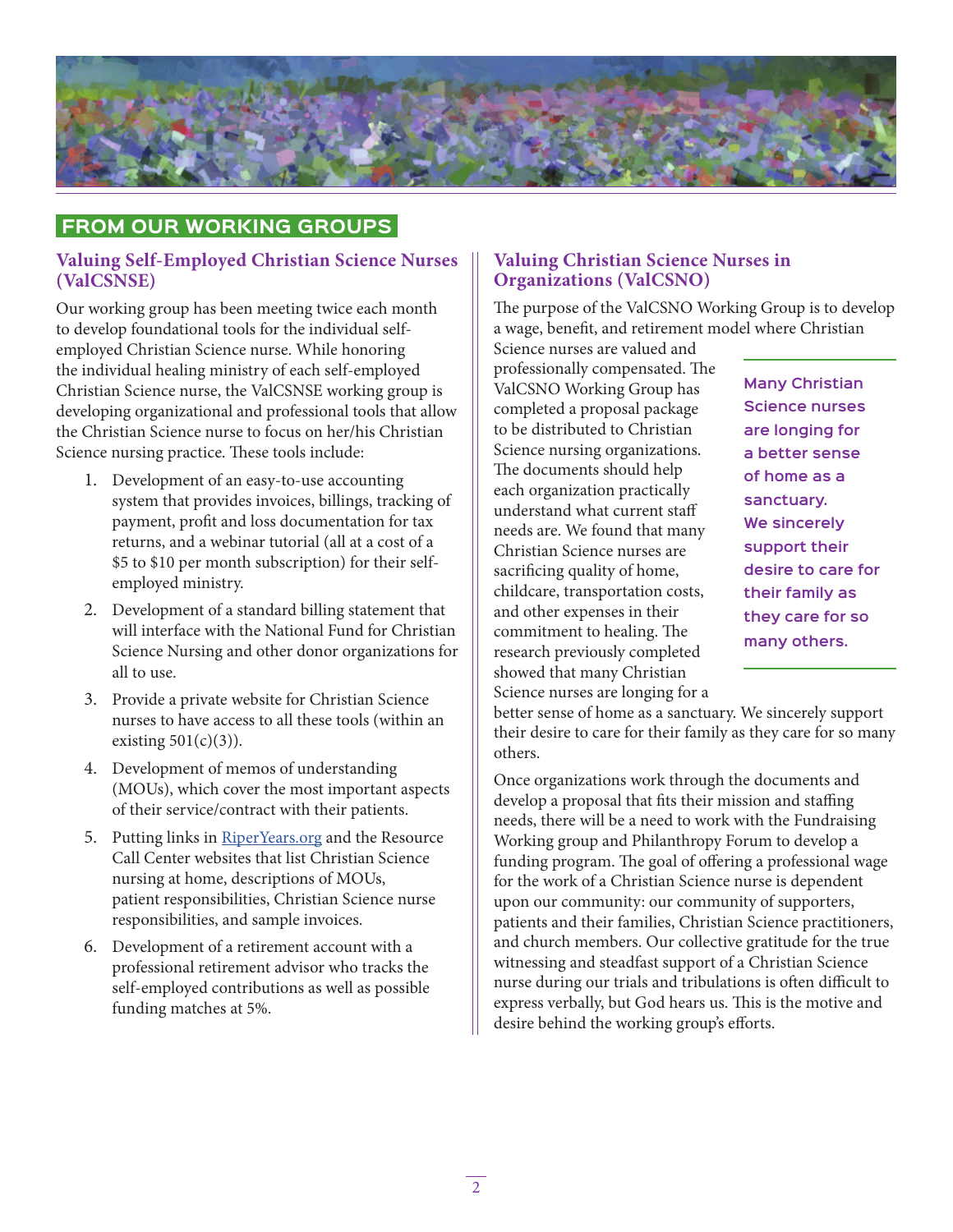## FROM OUR WORKING GROUPS

### Valuing Self-Employed Christian Science Nurses (ValCSNSE)

Our working group has been meeting twice each month to develop foundational tools for the individual self-employed Christian Science nurse. While honoring the individual healing ministry of each self-employed Christian Science nurse, the ValCSNSE working group is developing organizational and professional tools that allow the Christian Science nurse to focus on her/his Christian Science nursing practice. These tools include:

1. Development of an easy-to-use accounting system that provides invoices, billings, tracking of payment, profit and loss documentation for tax returns, and a webinar tutorial (all at a cost of a $5 to $10 per month subscription) for their self-employed ministry.
2. Development of a standard billing statement that will interface with the National Fund for Christian Science Nursing and other donor organizations for all to use.
3. Provide a private website for Christian Science nurses to have access to all these tools (within an existing 501(c)(3)).
4. Development of memos of understanding (MOUs), which cover the most important aspects of their service/contract with their patients.
5. Putting links in [RiperYears.org](RiperYears.org) and the Resource Call Center websites that list Christian Science nursing at home, descriptions of MOUs, patient responsibilities, Christian Science nurse responsibilities, and sample invoices.
6. Development of a retirement account with a professional retirement advisor who tracks the self-employed contributions as well as possible funding matches at 5%.

### Valuing Christian Science Nurses in Organizations (ValCSNO)

The purpose of the ValCSNO Working Group is to develop a wage, benefit, and retirement model where Christian Science nurses are valued and professionally compensated. The ValCSNO Working Group has completed a proposal package to be distributed to Christian Science nursing organizations. The documents should help each organization practically understand what current staff needs are. We found that many Christian Science nurses are sacrificing quality of home, childcare, transportation costs, and other expenses in their commitment to healing. The research previously completed showed that many Christian Science nurses are longing for a better sense of home as a sanctuary. We sincerely support their desire to care for their family as they care for so many others.

> **Many Christian Science nurses are longing for a better sense of home as a sanctuary. We sincerely support their desire to care for their family as they care for so many others.**

Once organizations work through the documents and develop a proposal that fits their mission and staffing needs, there will be a need to work with the Fundraising Working group and Philanthropy Forum to develop a funding program. The goal of offering a professional wage for the work of a Christian Science nurse is dependent upon our community: our community of supporters, patients and their families, Christian Science practitioners, and church members. Our collective gratitude for the true witnessing and steadfast support of a Christian Science nurse during our trials and tribulations is often difficult to express verbally, but God hears us. This is the motive and desire behind the working group's efforts.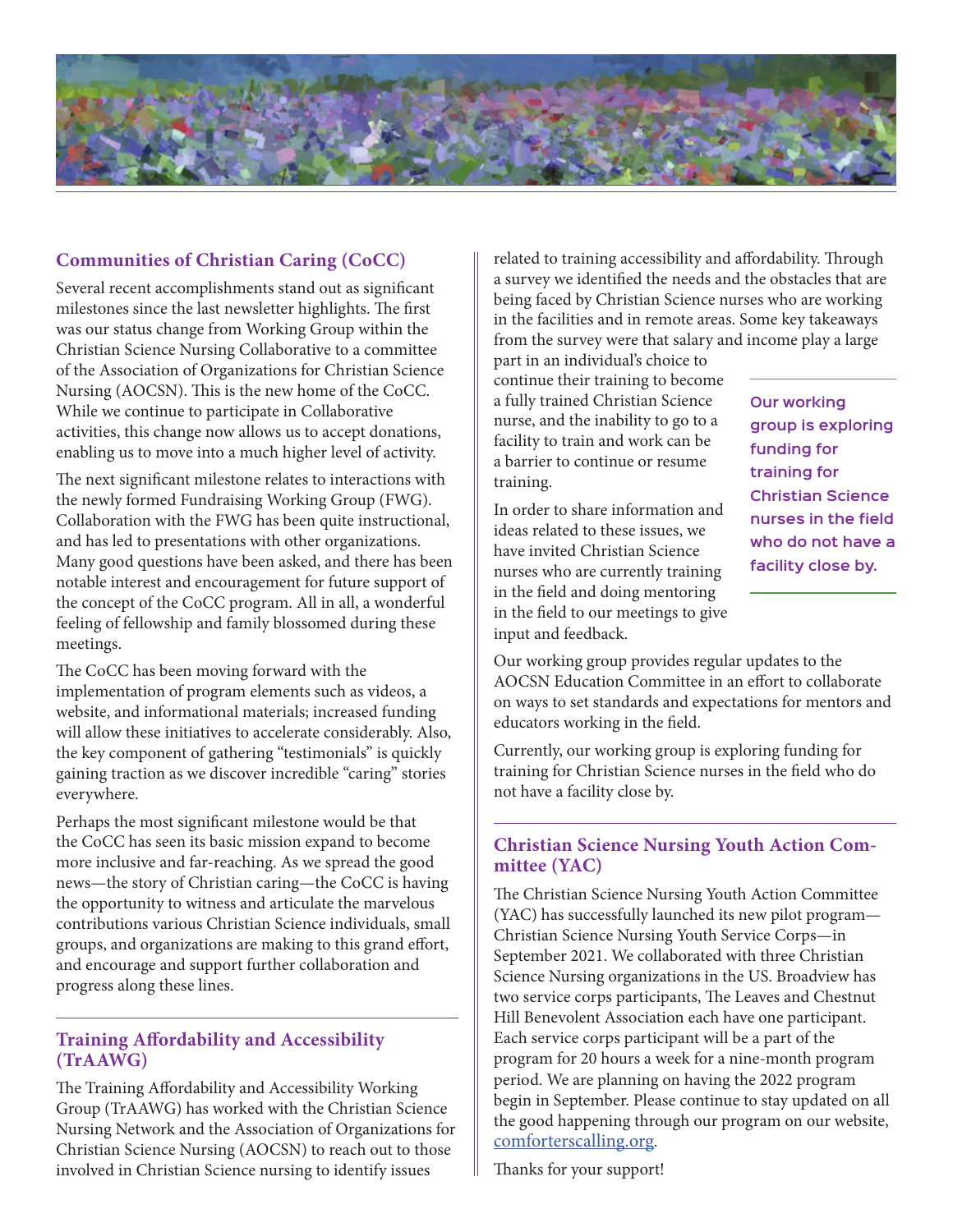## Communities of Christian Caring (CoCC)

Several recent accomplishments stand out as significant milestones since the last newsletter highlights. The first was our status change from Working Group within the Christian Science Nursing Collaborative to a committee of the Association of Organizations for Christian Science Nursing (AOCSN). This is the new home of the CoCC. While we continue to participate in Collaborative activities, this change now allows us to accept donations, enabling us to move into a much higher level of activity.

The next significant milestone relates to interactions with the newly formed Fundraising Working Group (FWG). Collaboration with the FWG has been quite instructional, and has led to presentations with other organizations. Many good questions have been asked, and there has been notable interest and encouragement for future support of the concept of the CoCC program. All in all, a wonderful feeling of fellowship and family blossomed during these meetings.

The CoCC has been moving forward with the implementation of program elements such as videos, a website, and informational materials; increased funding will allow these initiatives to accelerate considerably. Also, the key component of gathering "testimonials" is quickly gaining traction as we discover incredible "caring" stories everywhere.

Perhaps the most significant milestone would be that the CoCC has seen its basic mission expand to become more inclusive and far-reaching. As we spread the good news—the story of Christian caring—the CoCC is having the opportunity to witness and articulate the marvelous contributions various Christian Science individuals, small groups, and organizations are making to this grand effort, and encourage and support further collaboration and progress along these lines.

## Training Affordability and Accessibility (TrAAWG)

The Training Affordability and Accessibility Working Group (TrAAWG) has worked with the Christian Science Nursing Network and the Association of Organizations for Christian Science Nursing (AOCSN) to reach out to those involved in Christian Science nursing to identify issues related to training accessibility and affordability. Through a survey we identified the needs and the obstacles that are being faced by Christian Science nurses who are working in the facilities and in remote areas. Some key takeaways from the survey were that salary and income play a large part in an individual's choice to continue their training to become a fully trained Christian Science nurse, and the inability to go to a facility to train and work can be a barrier to continue or resume training.

**Our working group is exploring funding for training for Christian Science nurses in the field who do not have a facility close by.**

In order to share information and ideas related to these issues, we have invited Christian Science nurses who are currently training in the field and doing mentoring in the field to our meetings to give input and feedback.

Our working group provides regular updates to the AOCSN Education Committee in an effort to collaborate on ways to set standards and expectations for mentors and educators working in the field.

Currently, our working group is exploring funding for training for Christian Science nurses in the field who do not have a facility close by.

## Christian Science Nursing Youth Action Committee (YAC)

The Christian Science Nursing Youth Action Committee (YAC) has successfully launched its new pilot program—Christian Science Nursing Youth Service Corps—in September 2021. We collaborated with three Christian Science Nursing organizations in the US. Broadview has two service corps participants, The Leaves and Chestnut Hill Benevolent Association each have one participant. Each service corps participant will be a part of the program for 20 hours a week for a nine-month program period. We are planning on having the 2022 program begin in September. Please continue to stay updated on all the good happening through our program on our website, comforterscalling.org.

Thanks for your support!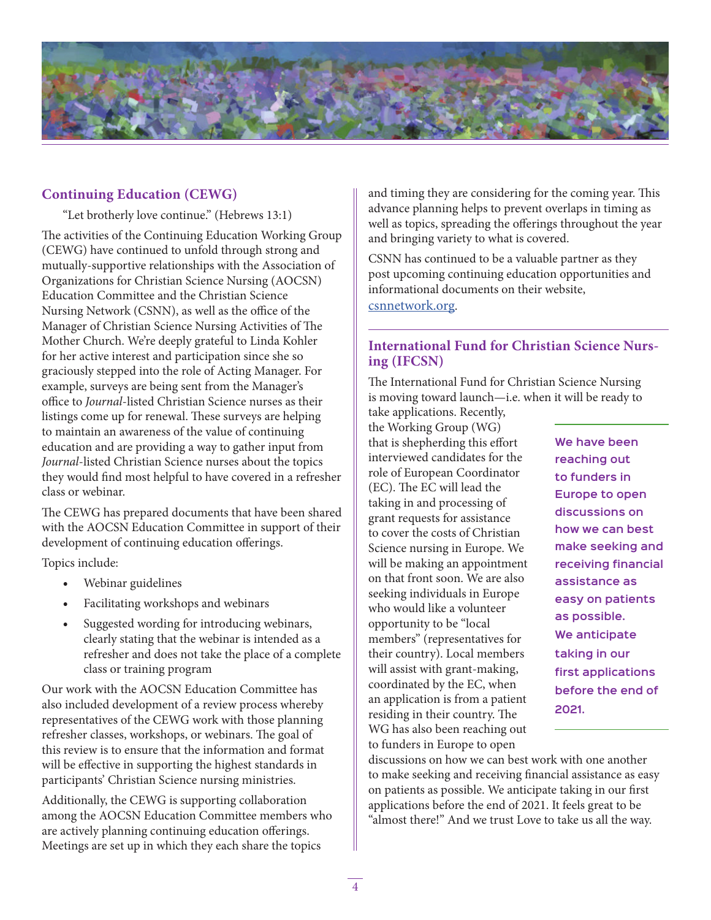## Continuing Education (CEWG)

"Let brotherly love continue." (Hebrews 13:1)

The activities of the Continuing Education Working Group (CEWG) have continued to unfold through strong and mutually-supportive relationships with the Association of Organizations for Christian Science Nursing (AOCSN) Education Committee and the Christian Science Nursing Network (CSNN), as well as the office of the Manager of Christian Science Nursing Activities of The Mother Church. We're deeply grateful to Linda Kohler for her active interest and participation since she so graciously stepped into the role of Acting Manager. For example, surveys are being sent from the Manager's office to *Journal*-listed Christian Science nurses as their listings come up for renewal. These surveys are helping to maintain an awareness of the value of continuing education and are providing a way to gather input from *Journal*-listed Christian Science nurses about the topics they would find most helpful to have covered in a refresher class or webinar.

The CEWG has prepared documents that have been shared with the AOCSN Education Committee in support of their development of continuing education offerings.

Topics include:

- Webinar guidelines
- Facilitating workshops and webinars
- Suggested wording for introducing webinars, clearly stating that the webinar is intended as a refresher and does not take the place of a complete class or training program

Our work with the AOCSN Education Committee has also included development of a review process whereby representatives of the CEWG work with those planning refresher classes, workshops, or webinars. The goal of this review is to ensure that the information and format will be effective in supporting the highest standards in participants' Christian Science nursing ministries.

Additionally, the CEWG is supporting collaboration among the AOCSN Education Committee members who are actively planning continuing education offerings. Meetings are set up in which they each share the topics and timing they are considering for the coming year. This advance planning helps to prevent overlaps in timing as well as topics, spreading the offerings throughout the year and bringing variety to what is covered.

CSNN has continued to be a valuable partner as they post upcoming continuing education opportunities and informational documents on their website, csnnetwork.org.

## International Fund for Christian Science Nursing (IFCSN)

The International Fund for Christian Science Nursing is moving toward launch—i.e. when it will be ready to take applications. Recently, the Working Group (WG) that is shepherding this effort interviewed candidates for the role of European Coordinator (EC). The EC will lead the taking in and processing of grant requests for assistance to cover the costs of Christian Science nursing in Europe. We will be making an appointment on that front soon. We are also seeking individuals in Europe who would like a volunteer opportunity to be "local members" (representatives for their country). Local members will assist with grant-making, coordinated by the EC, when an application is from a patient residing in their country. The WG has also been reaching out to funders in Europe to open discussions on how we can best work with one another to make seeking and receiving financial assistance as easy on patients as possible. We anticipate taking in our first applications before the end of 2021. It feels great to be "almost there!" And we trust Love to take us all the way.

**We have been reaching out to funders in Europe to open discussions on how we can best make seeking and receiving financial assistance as easy on patients as possible. We anticipate taking in our first applications before the end of 2021.**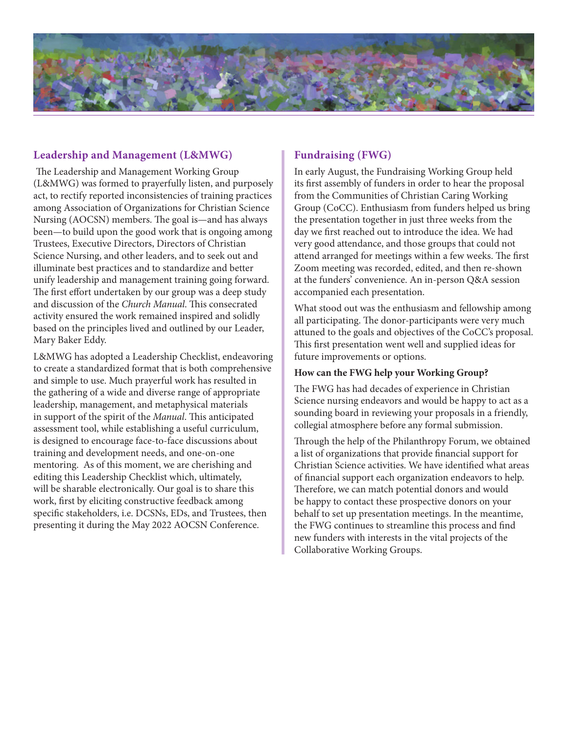## Leadership and Management (L&MWG)

The Leadership and Management Working Group (L&MWG) was formed to prayerfully listen, and purposely act, to rectify reported inconsistencies of training practices among Association of Organizations for Christian Science Nursing (AOCSN) members. The goal is—and has always been—to build upon the good work that is ongoing among Trustees, Executive Directors, Directors of Christian Science Nursing, and other leaders, and to seek out and illuminate best practices and to standardize and better unify leadership and management training going forward. The first effort undertaken by our group was a deep study and discussion of the *Church Manual*. This consecrated activity ensured the work remained inspired and solidly based on the principles lived and outlined by our Leader, Mary Baker Eddy.

L&MWG has adopted a Leadership Checklist, endeavoring to create a standardized format that is both comprehensive and simple to use. Much prayerful work has resulted in the gathering of a wide and diverse range of appropriate leadership, management, and metaphysical materials in support of the spirit of the *Manual*. This anticipated assessment tool, while establishing a useful curriculum, is designed to encourage face-to-face discussions about training and development needs, and one-on-one mentoring. As of this moment, we are cherishing and editing this Leadership Checklist which, ultimately, will be sharable electronically. Our goal is to share this work, first by eliciting constructive feedback among specific stakeholders, i.e. DCSNs, EDs, and Trustees, then presenting it during the May 2022 AOCSN Conference.

## Fundraising (FWG)

In early August, the Fundraising Working Group held its first assembly of funders in order to hear the proposal from the Communities of Christian Caring Working Group (CoCC). Enthusiasm from funders helped us bring the presentation together in just three weeks from the day we first reached out to introduce the idea. We had very good attendance, and those groups that could not attend arranged for meetings within a few weeks. The first Zoom meeting was recorded, edited, and then re-shown at the funders' convenience. An in-person Q&A session accompanied each presentation.

What stood out was the enthusiasm and fellowship among all participating. The donor-participants were very much attuned to the goals and objectives of the CoCC's proposal. This first presentation went well and supplied ideas for future improvements or options.

**How can the FWG help your Working Group?**

The FWG has had decades of experience in Christian Science nursing endeavors and would be happy to act as a sounding board in reviewing your proposals in a friendly, collegial atmosphere before any formal submission.

Through the help of the Philanthropy Forum, we obtained a list of organizations that provide financial support for Christian Science activities. We have identified what areas of financial support each organization endeavors to help. Therefore, we can match potential donors and would be happy to contact these prospective donors on your behalf to set up presentation meetings. In the meantime, the FWG continues to streamline this process and find new funders with interests in the vital projects of the Collaborative Working Groups.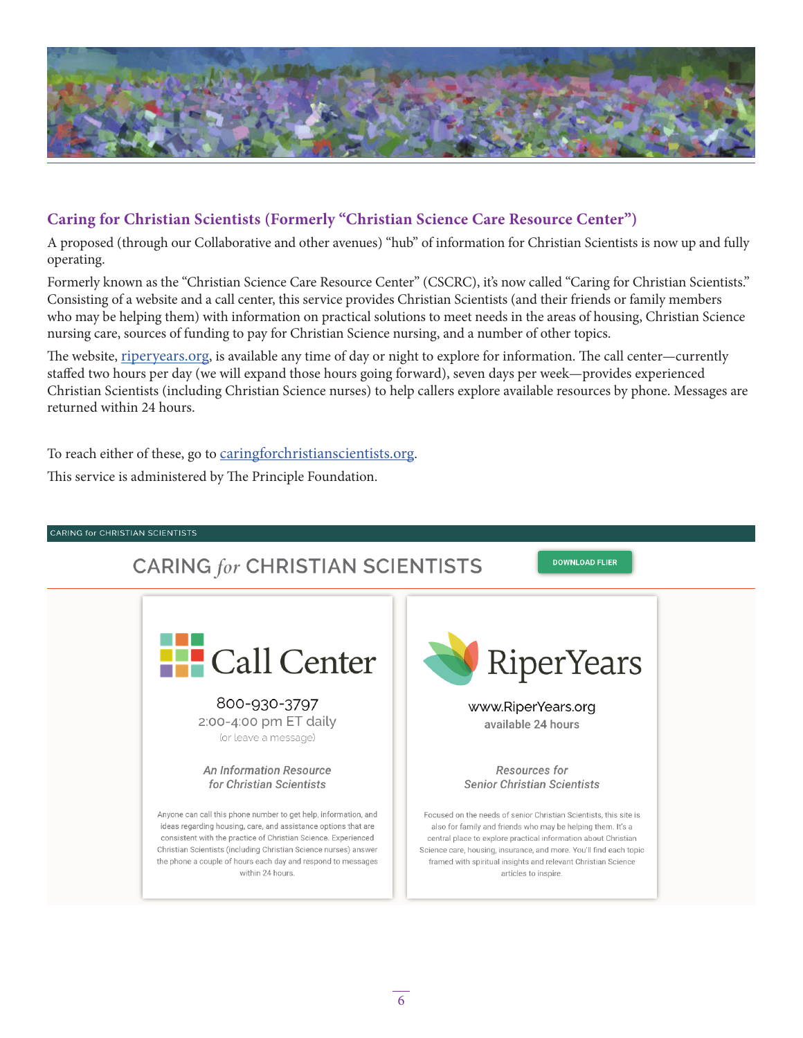## Caring for Christian Scientists (Formerly "Christian Science Care Resource Center")

A proposed (through our Collaborative and other avenues) "hub" of information for Christian Scientists is now up and fully operating.

Formerly known as the "Christian Science Care Resource Center" (CSCRC), it's now called "Caring for Christian Scientists." Consisting of a website and a call center, this service provides Christian Scientists (and their friends or family members who may be helping them) with information on practical solutions to meet needs in the areas of housing, Christian Science nursing care, sources of funding to pay for Christian Science nursing, and a number of other topics.

The website, [riperyears.org](riperyears.org), is available any time of day or night to explore for information. The call center—currently staffed two hours per day (we will expand those hours going forward), seven days per week—provides experienced Christian Scientists (including Christian Science nurses) to help callers explore available resources by phone. Messages are returned within 24 hours.

To reach either of these, go to [caringforchristianscientists.org](caringforchristianscientists.org).

This service is administered by The Principle Foundation.

CARING for CHRISTIAN SCIENTISTS

### CARING *for* CHRISTIAN SCIENTISTS

DOWNLOAD FLIER

**Call Center**

800-930-3797
2:00-4:00 pm ET daily
(or leave a message)

*An Information Resource for Christian Scientists*

Anyone can call this phone number to get help, information, and ideas regarding housing, care, and assistance options that are consistent with the practice of Christian Science. Experienced Christian Scientists (including Christian Science nurses) answer the phone a couple of hours each day and respond to messages within 24 hours.

**RiperYears**

www.RiperYears.org
available 24 hours

*Resources for Senior Christian Scientists*

Focused on the needs of senior Christian Scientists, this site is also for family and friends who may be helping them. It's a central place to explore practical information about Christian Science care, housing, insurance, and more. You'll find each topic framed with spiritual insights and relevant Christian Science articles to inspire.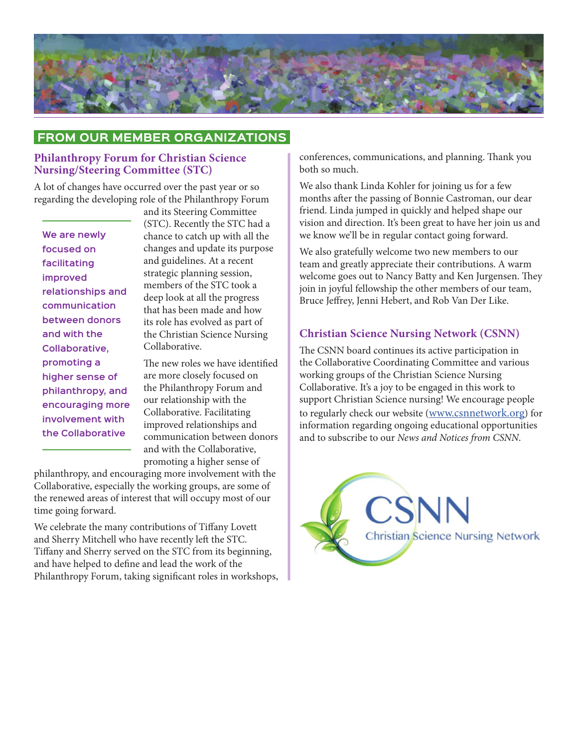## FROM OUR MEMBER ORGANIZATIONS

### Philanthropy Forum for Christian Science Nursing/Steering Committee (STC)

A lot of changes have occurred over the past year or so regarding the developing role of the Philanthropy Forum and its Steering Committee (STC). Recently the STC had a chance to catch up with all the changes and update its purpose and guidelines. At a recent strategic planning session, members of the STC took a deep look at all the progress that has been made and how its role has evolved as part of the Christian Science Nursing Collaborative.

> **We are newly focused on facilitating improved relationships and communication between donors and with the Collaborative, promoting a higher sense of philanthropy, and encouraging more involvement with the Collaborative**

The new roles we have identified are more closely focused on the Philanthropy Forum and our relationship with the Collaborative. Facilitating improved relationships and communication between donors and with the Collaborative, promoting a higher sense of philanthropy, and encouraging more involvement with the Collaborative, especially the working groups, are some of the renewed areas of interest that will occupy most of our time going forward.

We celebrate the many contributions of Tiffany Lovett and Sherry Mitchell who have recently left the STC. Tiffany and Sherry served on the STC from its beginning, and have helped to define and lead the work of the Philanthropy Forum, taking significant roles in workshops, conferences, communications, and planning. Thank you both so much.

We also thank Linda Kohler for joining us for a few months after the passing of Bonnie Castroman, our dear friend. Linda jumped in quickly and helped shape our vision and direction. It's been great to have her join us and we know we'll be in regular contact going forward.

We also gratefully welcome two new members to our team and greatly appreciate their contributions. A warm welcome goes out to Nancy Batty and Ken Jurgensen. They join in joyful fellowship the other members of our team, Bruce Jeffrey, Jenni Hebert, and Rob Van Der Like.

### Christian Science Nursing Network (CSNN)

The CSNN board continues its active participation in the Collaborative Coordinating Committee and various working groups of the Christian Science Nursing Collaborative. It's a joy to be engaged in this work to support Christian Science nursing! We encourage people to regularly check our website (www.csnnetwork.org) for information regarding ongoing educational opportunities and to subscribe to our *News and Notices from CSNN*.

CSNN
Christian Science Nursing Network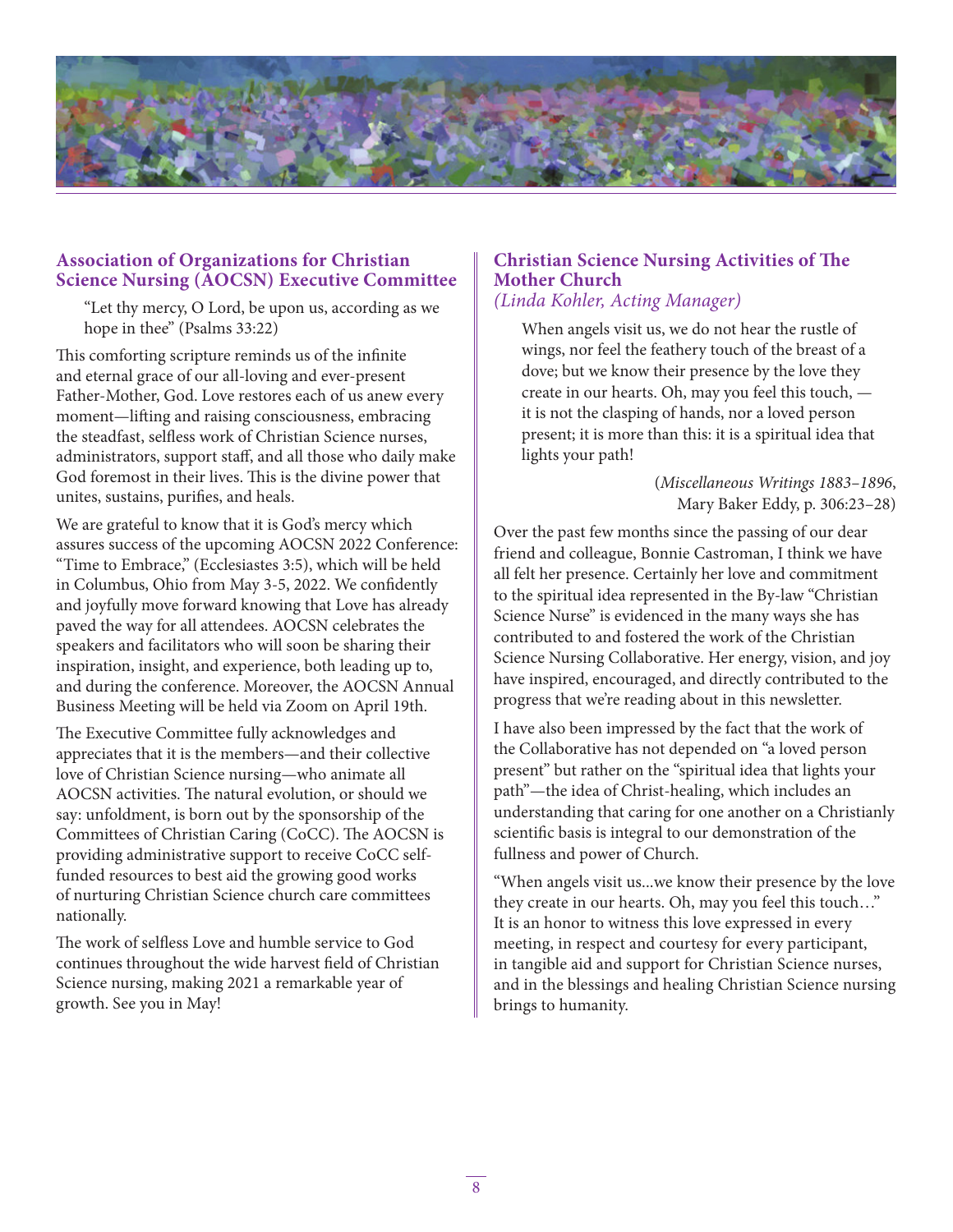## Association of Organizations for Christian Science Nursing (AOCSN) Executive Committee

> "Let thy mercy, O Lord, be upon us, according as we hope in thee" (Psalms 33:22)

This comforting scripture reminds us of the infinite and eternal grace of our all-loving and ever-present Father-Mother, God. Love restores each of us anew every moment—lifting and raising consciousness, embracing the steadfast, selfless work of Christian Science nurses, administrators, support staff, and all those who daily make God foremost in their lives. This is the divine power that unites, sustains, purifies, and heals.

We are grateful to know that it is God's mercy which assures success of the upcoming AOCSN 2022 Conference: "Time to Embrace," (Ecclesiastes 3:5), which will be held in Columbus, Ohio from May 3-5, 2022. We confidently and joyfully move forward knowing that Love has already paved the way for all attendees. AOCSN celebrates the speakers and facilitators who will soon be sharing their inspiration, insight, and experience, both leading up to, and during the conference. Moreover, the AOCSN Annual Business Meeting will be held via Zoom on April 19th.

The Executive Committee fully acknowledges and appreciates that it is the members—and their collective love of Christian Science nursing—who animate all AOCSN activities. The natural evolution, or should we say: unfoldment, is born out by the sponsorship of the Committees of Christian Caring (CoCC). The AOCSN is providing administrative support to receive CoCC self-funded resources to best aid the growing good works of nurturing Christian Science church care committees nationally.

The work of selfless Love and humble service to God continues throughout the wide harvest field of Christian Science nursing, making 2021 a remarkable year of growth. See you in May!

## Christian Science Nursing Activities of The Mother Church

*(Linda Kohler, Acting Manager)*

> When angels visit us, we do not hear the rustle of wings, nor feel the feathery touch of the breast of a dove; but we know their presence by the love they create in our hearts. Oh, may you feel this touch, — it is not the clasping of hands, nor a loved person present; it is more than this: it is a spiritual idea that lights your path!
>
> (*Miscellaneous Writings 1883–1896*, Mary Baker Eddy, p. 306:23–28)

Over the past few months since the passing of our dear friend and colleague, Bonnie Castroman, I think we have all felt her presence. Certainly her love and commitment to the spiritual idea represented in the By-law "Christian Science Nurse" is evidenced in the many ways she has contributed to and fostered the work of the Christian Science Nursing Collaborative. Her energy, vision, and joy have inspired, encouraged, and directly contributed to the progress that we're reading about in this newsletter.

I have also been impressed by the fact that the work of the Collaborative has not depended on "a loved person present" but rather on the "spiritual idea that lights your path"—the idea of Christ-healing, which includes an understanding that caring for one another on a Christianly scientific basis is integral to our demonstration of the fullness and power of Church.

"When angels visit us...we know their presence by the love they create in our hearts. Oh, may you feel this touch…" It is an honor to witness this love expressed in every meeting, in respect and courtesy for every participant, in tangible aid and support for Christian Science nurses, and in the blessings and healing Christian Science nursing brings to humanity.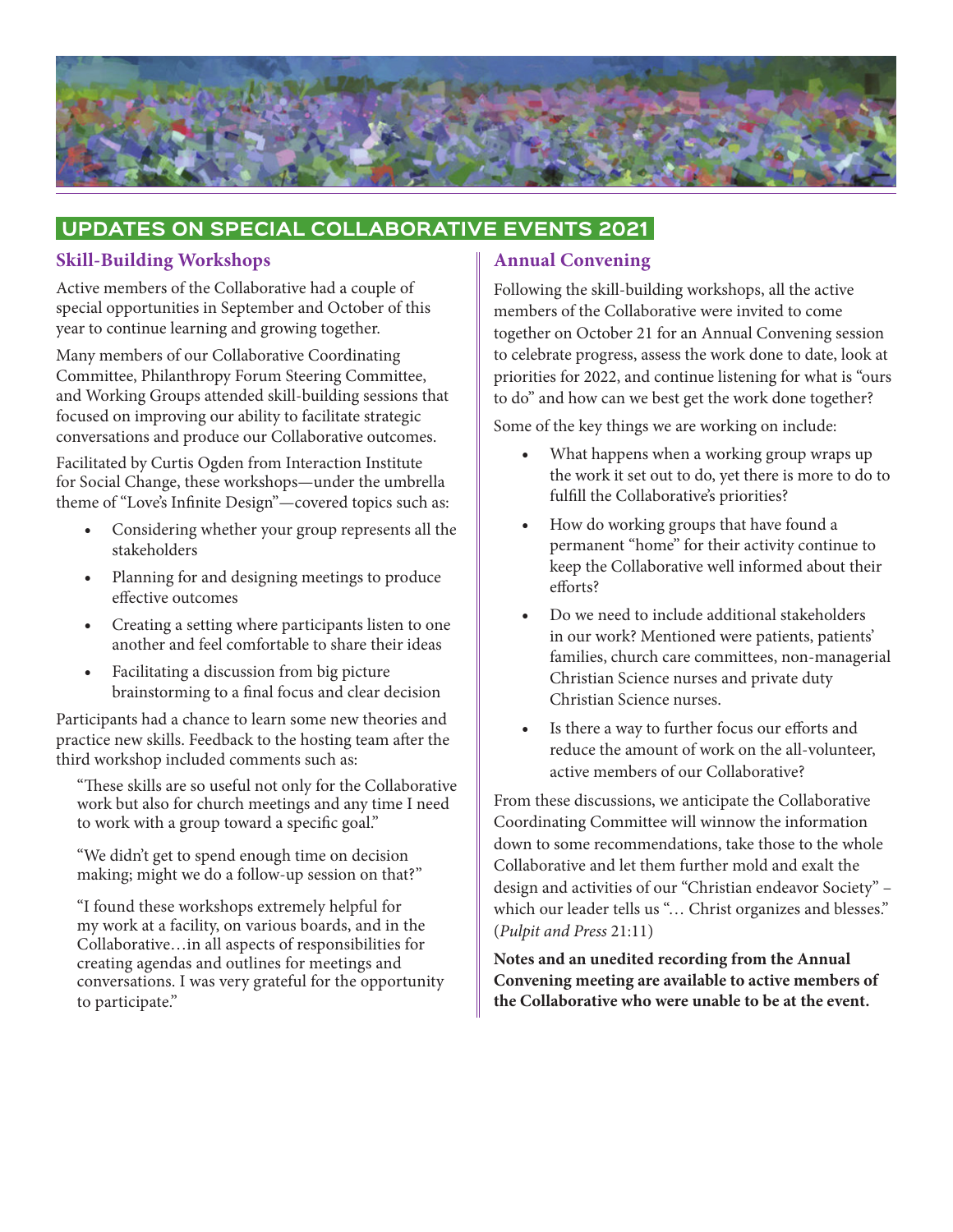## UPDATES ON SPECIAL COLLABORATIVE EVENTS 2021

### Skill-Building Workshops

Active members of the Collaborative had a couple of special opportunities in September and October of this year to continue learning and growing together.

Many members of our Collaborative Coordinating Committee, Philanthropy Forum Steering Committee, and Working Groups attended skill-building sessions that focused on improving our ability to facilitate strategic conversations and produce our Collaborative outcomes.

Facilitated by Curtis Ogden from Interaction Institute for Social Change, these workshops—under the umbrella theme of "Love's Infinite Design"—covered topics such as:

- Considering whether your group represents all the stakeholders
- Planning for and designing meetings to produce effective outcomes
- Creating a setting where participants listen to one another and feel comfortable to share their ideas
- Facilitating a discussion from big picture brainstorming to a final focus and clear decision

Participants had a chance to learn some new theories and practice new skills. Feedback to the hosting team after the third workshop included comments such as:

> "These skills are so useful not only for the Collaborative work but also for church meetings and any time I need to work with a group toward a specific goal."

> "We didn't get to spend enough time on decision making; might we do a follow-up session on that?"

> "I found these workshops extremely helpful for my work at a facility, on various boards, and in the Collaborative…in all aspects of responsibilities for creating agendas and outlines for meetings and conversations. I was very grateful for the opportunity to participate."

### Annual Convening

Following the skill-building workshops, all the active members of the Collaborative were invited to come together on October 21 for an Annual Convening session to celebrate progress, assess the work done to date, look at priorities for 2022, and continue listening for what is "ours to do" and how can we best get the work done together?

Some of the key things we are working on include:

- What happens when a working group wraps up the work it set out to do, yet there is more to do to fulfill the Collaborative's priorities?
- How do working groups that have found a permanent "home" for their activity continue to keep the Collaborative well informed about their efforts?
- Do we need to include additional stakeholders in our work? Mentioned were patients, patients' families, church care committees, non-managerial Christian Science nurses and private duty Christian Science nurses.
- Is there a way to further focus our efforts and reduce the amount of work on the all-volunteer, active members of our Collaborative?

From these discussions, we anticipate the Collaborative Coordinating Committee will winnow the information down to some recommendations, take those to the whole Collaborative and let them further mold and exalt the design and activities of our "Christian endeavor Society" – which our leader tells us "… Christ organizes and blesses." (*Pulpit and Press* 21:11)

**Notes and an unedited recording from the Annual Convening meeting are available to active members of the Collaborative who were unable to be at the event.**